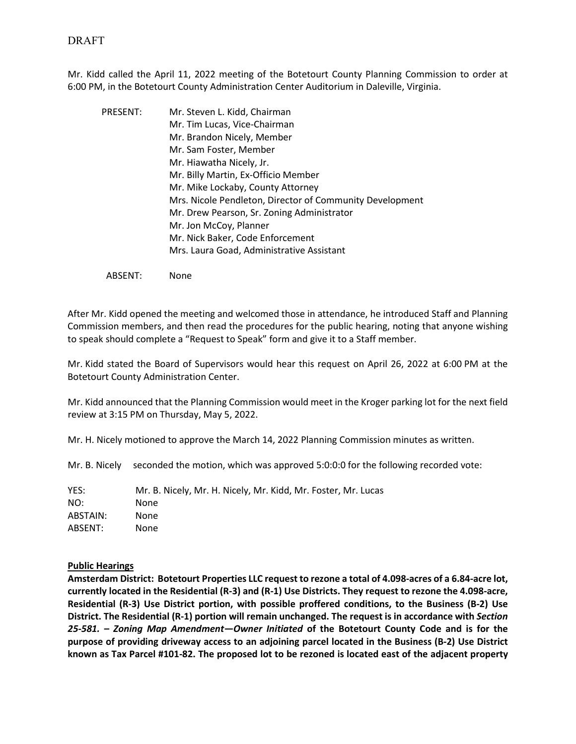DRAFT

Mr. Kidd called the April 11, 2022 meeting of the Botetourt County Planning Commission to order at 6:00 PM, in the Botetourt County Administration Center Auditorium in Daleville, Virginia.

PRESENT:
- Mr. Steven L. Kidd, Chairman
- Mr. Tim Lucas, Vice-Chairman
- Mr. Brandon Nicely, Member
- Mr. Sam Foster, Member
- Mr. Hiawatha Nicely, Jr.
- Mr. Billy Martin, Ex-Officio Member
- Mr. Mike Lockaby, County Attorney
- Mrs. Nicole Pendleton, Director of Community Development
- Mr. Drew Pearson, Sr. Zoning Administrator
- Mr. Jon McCoy, Planner
- Mr. Nick Baker, Code Enforcement
- Mrs. Laura Goad, Administrative Assistant

ABSENT: None

After Mr. Kidd opened the meeting and welcomed those in attendance, he introduced Staff and Planning Commission members, and then read the procedures for the public hearing, noting that anyone wishing to speak should complete a "Request to Speak" form and give it to a Staff member.

Mr. Kidd stated the Board of Supervisors would hear this request on April 26, 2022 at 6:00 PM at the Botetourt County Administration Center.

Mr. Kidd announced that the Planning Commission would meet in the Kroger parking lot for the next field review at 3:15 PM on Thursday, May 5, 2022.

Mr. H. Nicely motioned to approve the March 14, 2022 Planning Commission minutes as written.

Mr. B. Nicely seconded the motion, which was approved 5:0:0:0 for the following recorded vote:

| | |
|---|---|
| YES: | Mr. B. Nicely, Mr. H. Nicely, Mr. Kidd, Mr. Foster, Mr. Lucas |
| NO: | None |
| ABSTAIN: | None |
| ABSENT: | None |

**Public Hearings**

**Amsterdam District: Botetourt Properties LLC request to rezone a total of 4.098-acres of a 6.84-acre lot, currently located in the Residential (R-3) and (R-1) Use Districts. They request to rezone the 4.098-acre, Residential (R-3) Use District portion, with possible proffered conditions, to the Business (B-2) Use District. The Residential (R-1) portion will remain unchanged. The request is in accordance with *Section 25-581. – Zoning Map Amendment—Owner Initiated* of the Botetourt County Code and is for the purpose of providing driveway access to an adjoining parcel located in the Business (B-2) Use District known as Tax Parcel #101-82. The proposed lot to be rezoned is located east of the adjacent property**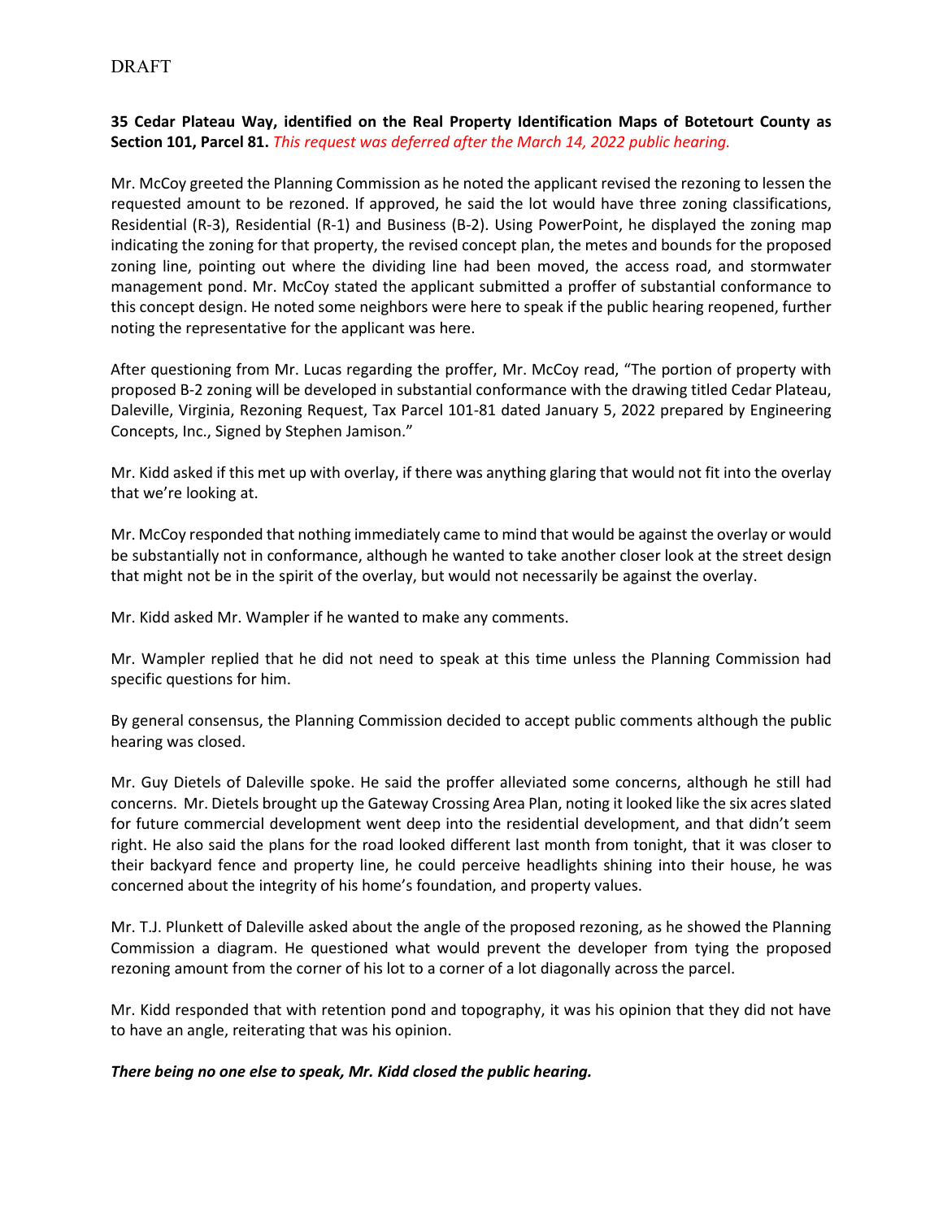DRAFT

**35 Cedar Plateau Way, identified on the Real Property Identification Maps of Botetourt County as Section 101, Parcel 81.** *This request was deferred after the March 14, 2022 public hearing.*

Mr. McCoy greeted the Planning Commission as he noted the applicant revised the rezoning to lessen the requested amount to be rezoned. If approved, he said the lot would have three zoning classifications, Residential (R-3), Residential (R-1) and Business (B-2). Using PowerPoint, he displayed the zoning map indicating the zoning for that property, the revised concept plan, the metes and bounds for the proposed zoning line, pointing out where the dividing line had been moved, the access road, and stormwater management pond. Mr. McCoy stated the applicant submitted a proffer of substantial conformance to this concept design. He noted some neighbors were here to speak if the public hearing reopened, further noting the representative for the applicant was here.

After questioning from Mr. Lucas regarding the proffer, Mr. McCoy read, "The portion of property with proposed B-2 zoning will be developed in substantial conformance with the drawing titled Cedar Plateau, Daleville, Virginia, Rezoning Request, Tax Parcel 101-81 dated January 5, 2022 prepared by Engineering Concepts, Inc., Signed by Stephen Jamison."

Mr. Kidd asked if this met up with overlay, if there was anything glaring that would not fit into the overlay that we're looking at.

Mr. McCoy responded that nothing immediately came to mind that would be against the overlay or would be substantially not in conformance, although he wanted to take another closer look at the street design that might not be in the spirit of the overlay, but would not necessarily be against the overlay.

Mr. Kidd asked Mr. Wampler if he wanted to make any comments.

Mr. Wampler replied that he did not need to speak at this time unless the Planning Commission had specific questions for him.

By general consensus, the Planning Commission decided to accept public comments although the public hearing was closed.

Mr. Guy Dietels of Daleville spoke. He said the proffer alleviated some concerns, although he still had concerns. Mr. Dietels brought up the Gateway Crossing Area Plan, noting it looked like the six acres slated for future commercial development went deep into the residential development, and that didn't seem right. He also said the plans for the road looked different last month from tonight, that it was closer to their backyard fence and property line, he could perceive headlights shining into their house, he was concerned about the integrity of his home's foundation, and property values.

Mr. T.J. Plunkett of Daleville asked about the angle of the proposed rezoning, as he showed the Planning Commission a diagram. He questioned what would prevent the developer from tying the proposed rezoning amount from the corner of his lot to a corner of a lot diagonally across the parcel.

Mr. Kidd responded that with retention pond and topography, it was his opinion that they did not have to have an angle, reiterating that was his opinion.

***There being no one else to speak, Mr. Kidd closed the public hearing.***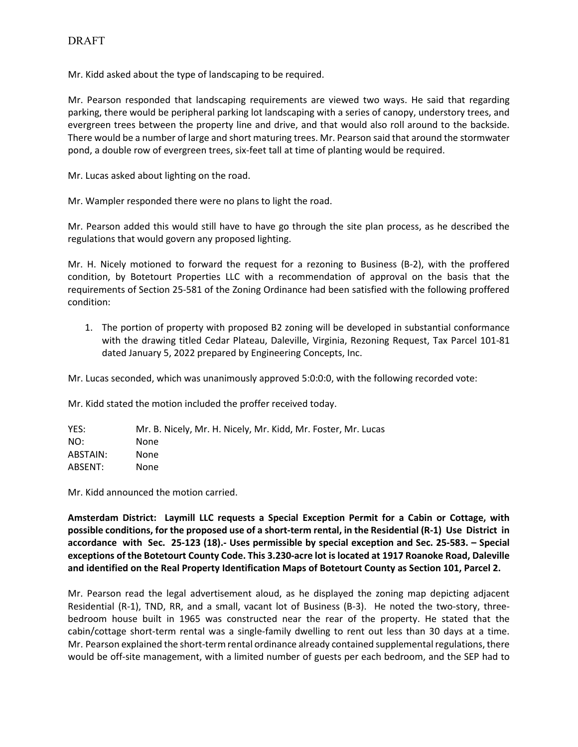DRAFT

Mr. Kidd asked about the type of landscaping to be required.

Mr. Pearson responded that landscaping requirements are viewed two ways. He said that regarding parking, there would be peripheral parking lot landscaping with a series of canopy, understory trees, and evergreen trees between the property line and drive, and that would also roll around to the backside. There would be a number of large and short maturing trees. Mr. Pearson said that around the stormwater pond, a double row of evergreen trees, six-feet tall at time of planting would be required.

Mr. Lucas asked about lighting on the road.

Mr. Wampler responded there were no plans to light the road.

Mr. Pearson added this would still have to have go through the site plan process, as he described the regulations that would govern any proposed lighting.

Mr. H. Nicely motioned to forward the request for a rezoning to Business (B-2), with the proffered condition, by Botetourt Properties LLC with a recommendation of approval on the basis that the requirements of Section 25-581 of the Zoning Ordinance had been satisfied with the following proffered condition:

1. The portion of property with proposed B2 zoning will be developed in substantial conformance with the drawing titled Cedar Plateau, Daleville, Virginia, Rezoning Request, Tax Parcel 101-81 dated January 5, 2022 prepared by Engineering Concepts, Inc.

Mr. Lucas seconded, which was unanimously approved 5:0:0:0, with the following recorded vote:

Mr. Kidd stated the motion included the proffer received today.

| | |
|---|---|
| YES: | Mr. B. Nicely, Mr. H. Nicely, Mr. Kidd, Mr. Foster, Mr. Lucas |
| NO: | None |
| ABSTAIN: | None |
| ABSENT: | None |

Mr. Kidd announced the motion carried.

**Amsterdam District: Laymill LLC requests a Special Exception Permit for a Cabin or Cottage, with possible conditions, for the proposed use of a short-term rental, in the Residential (R-1) Use District in accordance with Sec. 25-123 (18).- Uses permissible by special exception and Sec. 25-583. – Special exceptions of the Botetourt County Code. This 3.230-acre lot is located at 1917 Roanoke Road, Daleville and identified on the Real Property Identification Maps of Botetourt County as Section 101, Parcel 2.**

Mr. Pearson read the legal advertisement aloud, as he displayed the zoning map depicting adjacent Residential (R-1), TND, RR, and a small, vacant lot of Business (B-3). He noted the two-story, three-bedroom house built in 1965 was constructed near the rear of the property. He stated that the cabin/cottage short-term rental was a single-family dwelling to rent out less than 30 days at a time. Mr. Pearson explained the short-term rental ordinance already contained supplemental regulations, there would be off-site management, with a limited number of guests per each bedroom, and the SEP had to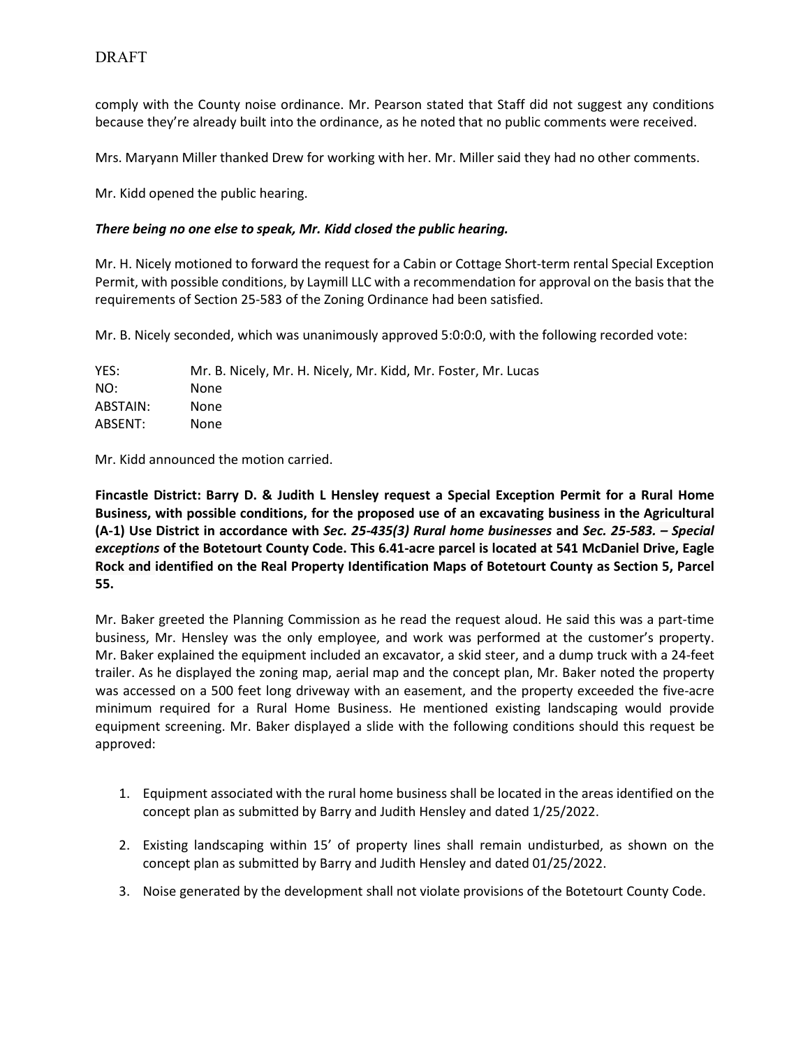comply with the County noise ordinance. Mr. Pearson stated that Staff did not suggest any conditions because they're already built into the ordinance, as he noted that no public comments were received.

Mrs. Maryann Miller thanked Drew for working with her. Mr. Miller said they had no other comments.

Mr. Kidd opened the public hearing.

***There being no one else to speak, Mr. Kidd closed the public hearing.***

Mr. H. Nicely motioned to forward the request for a Cabin or Cottage Short-term rental Special Exception Permit, with possible conditions, by Laymill LLC with a recommendation for approval on the basis that the requirements of Section 25-583 of the Zoning Ordinance had been satisfied.

Mr. B. Nicely seconded, which was unanimously approved 5:0:0:0, with the following recorded vote:

| | |
|---|---|
| YES: | Mr. B. Nicely, Mr. H. Nicely, Mr. Kidd, Mr. Foster, Mr. Lucas |
| NO: | None |
| ABSTAIN: | None |
| ABSENT: | None |

Mr. Kidd announced the motion carried.

**Fincastle District: Barry D. & Judith L Hensley request a Special Exception Permit for a Rural Home Business, with possible conditions, for the proposed use of an excavating business in the Agricultural (A-1) Use District in accordance with *Sec. 25-435(3) Rural home businesses* and *Sec. 25-583. – Special exceptions* of the Botetourt County Code. This 6.41-acre parcel is located at 541 McDaniel Drive, Eagle Rock and identified on the Real Property Identification Maps of Botetourt County as Section 5, Parcel 55.**

Mr. Baker greeted the Planning Commission as he read the request aloud. He said this was a part-time business, Mr. Hensley was the only employee, and work was performed at the customer's property. Mr. Baker explained the equipment included an excavator, a skid steer, and a dump truck with a 24-feet trailer. As he displayed the zoning map, aerial map and the concept plan, Mr. Baker noted the property was accessed on a 500 feet long driveway with an easement, and the property exceeded the five-acre minimum required for a Rural Home Business. He mentioned existing landscaping would provide equipment screening. Mr. Baker displayed a slide with the following conditions should this request be approved:

1. Equipment associated with the rural home business shall be located in the areas identified on the concept plan as submitted by Barry and Judith Hensley and dated 1/25/2022.
2. Existing landscaping within 15' of property lines shall remain undisturbed, as shown on the concept plan as submitted by Barry and Judith Hensley and dated 01/25/2022.
3. Noise generated by the development shall not violate provisions of the Botetourt County Code.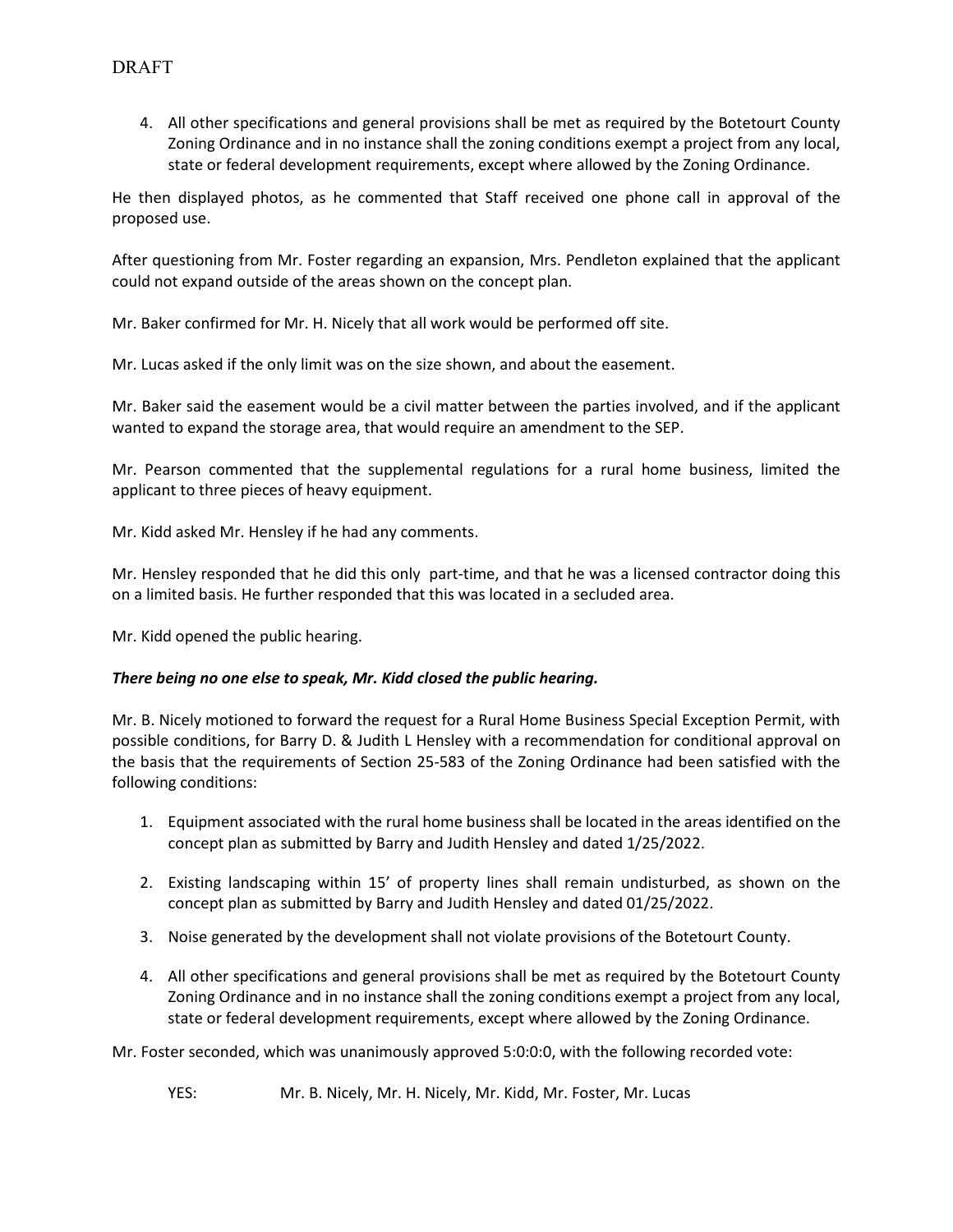DRAFT

4. All other specifications and general provisions shall be met as required by the Botetourt County Zoning Ordinance and in no instance shall the zoning conditions exempt a project from any local, state or federal development requirements, except where allowed by the Zoning Ordinance.

He then displayed photos, as he commented that Staff received one phone call in approval of the proposed use.

After questioning from Mr. Foster regarding an expansion, Mrs. Pendleton explained that the applicant could not expand outside of the areas shown on the concept plan.

Mr. Baker confirmed for Mr. H. Nicely that all work would be performed off site.

Mr. Lucas asked if the only limit was on the size shown, and about the easement.

Mr. Baker said the easement would be a civil matter between the parties involved, and if the applicant wanted to expand the storage area, that would require an amendment to the SEP.

Mr. Pearson commented that the supplemental regulations for a rural home business, limited the applicant to three pieces of heavy equipment.

Mr. Kidd asked Mr. Hensley if he had any comments.

Mr. Hensley responded that he did this only part-time, and that he was a licensed contractor doing this on a limited basis. He further responded that this was located in a secluded area.

Mr. Kidd opened the public hearing.

***There being no one else to speak, Mr. Kidd closed the public hearing.***

Mr. B. Nicely motioned to forward the request for a Rural Home Business Special Exception Permit, with possible conditions, for Barry D. & Judith L Hensley with a recommendation for conditional approval on the basis that the requirements of Section 25-583 of the Zoning Ordinance had been satisfied with the following conditions:

1. Equipment associated with the rural home business shall be located in the areas identified on the concept plan as submitted by Barry and Judith Hensley and dated 1/25/2022.

2. Existing landscaping within 15' of property lines shall remain undisturbed, as shown on the concept plan as submitted by Barry and Judith Hensley and dated 01/25/2022.

3. Noise generated by the development shall not violate provisions of the Botetourt County.

4. All other specifications and general provisions shall be met as required by the Botetourt County Zoning Ordinance and in no instance shall the zoning conditions exempt a project from any local, state or federal development requirements, except where allowed by the Zoning Ordinance.

Mr. Foster seconded, which was unanimously approved 5:0:0:0, with the following recorded vote:

YES: Mr. B. Nicely, Mr. H. Nicely, Mr. Kidd, Mr. Foster, Mr. Lucas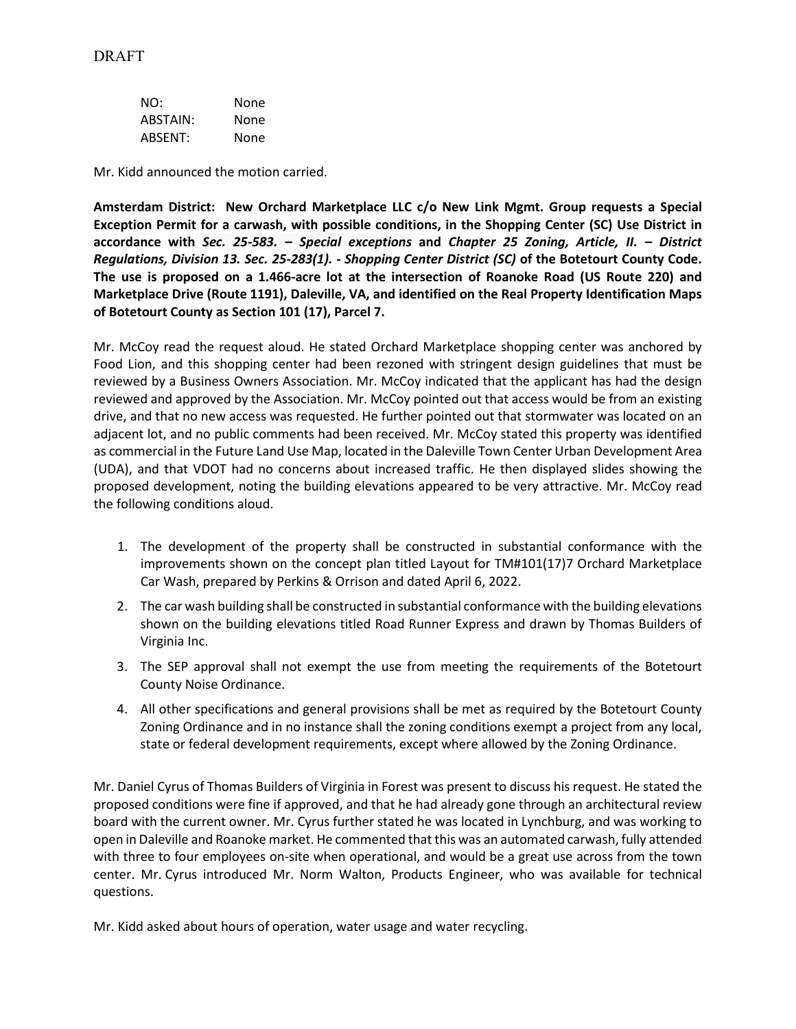DRAFT

| | |
|---|---|
| NO: | None |
| ABSTAIN: | None |
| ABSENT: | None |

Mr. Kidd announced the motion carried.

**Amsterdam District: New Orchard Marketplace LLC c/o New Link Mgmt. Group requests a Special Exception Permit for a carwash, with possible conditions, in the Shopping Center (SC) Use District in accordance with *Sec. 25-583. – Special exceptions* and *Chapter 25 Zoning, Article, II. – District Regulations, Division 13. Sec. 25-283(1). - Shopping Center District (SC)* of the Botetourt County Code. The use is proposed on a 1.466-acre lot at the intersection of Roanoke Road (US Route 220) and Marketplace Drive (Route 1191), Daleville, VA, and identified on the Real Property Identification Maps of Botetourt County as Section 101 (17), Parcel 7.**

Mr. McCoy read the request aloud. He stated Orchard Marketplace shopping center was anchored by Food Lion, and this shopping center had been rezoned with stringent design guidelines that must be reviewed by a Business Owners Association. Mr. McCoy indicated that the applicant has had the design reviewed and approved by the Association. Mr. McCoy pointed out that access would be from an existing drive, and that no new access was requested. He further pointed out that stormwater was located on an adjacent lot, and no public comments had been received. Mr. McCoy stated this property was identified as commercial in the Future Land Use Map, located in the Daleville Town Center Urban Development Area (UDA), and that VDOT had no concerns about increased traffic. He then displayed slides showing the proposed development, noting the building elevations appeared to be very attractive. Mr. McCoy read the following conditions aloud.

1. The development of the property shall be constructed in substantial conformance with the improvements shown on the concept plan titled Layout for TM#101(17)7 Orchard Marketplace Car Wash, prepared by Perkins & Orrison and dated April 6, 2022.
2. The car wash building shall be constructed in substantial conformance with the building elevations shown on the building elevations titled Road Runner Express and drawn by Thomas Builders of Virginia Inc.
3. The SEP approval shall not exempt the use from meeting the requirements of the Botetourt County Noise Ordinance.
4. All other specifications and general provisions shall be met as required by the Botetourt County Zoning Ordinance and in no instance shall the zoning conditions exempt a project from any local, state or federal development requirements, except where allowed by the Zoning Ordinance.

Mr. Daniel Cyrus of Thomas Builders of Virginia in Forest was present to discuss his request. He stated the proposed conditions were fine if approved, and that he had already gone through an architectural review board with the current owner. Mr. Cyrus further stated he was located in Lynchburg, and was working to open in Daleville and Roanoke market. He commented that this was an automated carwash, fully attended with three to four employees on-site when operational, and would be a great use across from the town center. Mr. Cyrus introduced Mr. Norm Walton, Products Engineer, who was available for technical questions.

Mr. Kidd asked about hours of operation, water usage and water recycling.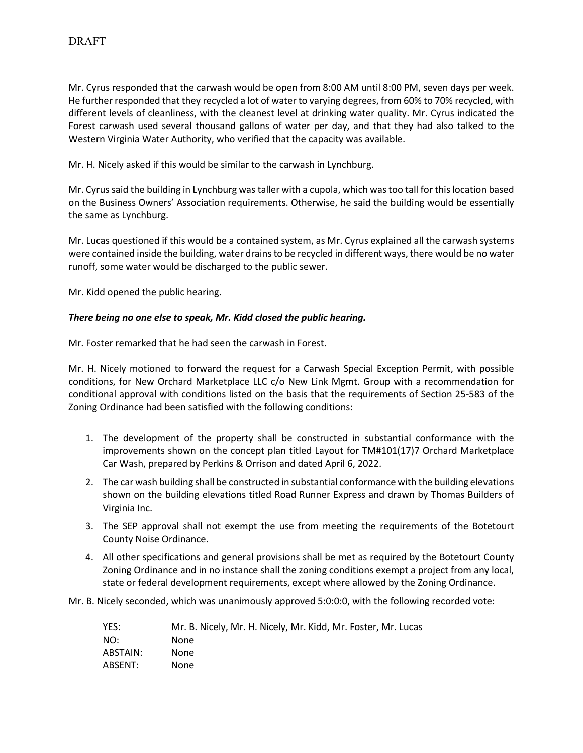DRAFT

Mr. Cyrus responded that the carwash would be open from 8:00 AM until 8:00 PM, seven days per week. He further responded that they recycled a lot of water to varying degrees, from 60% to 70% recycled, with different levels of cleanliness, with the cleanest level at drinking water quality. Mr. Cyrus indicated the Forest carwash used several thousand gallons of water per day, and that they had also talked to the Western Virginia Water Authority, who verified that the capacity was available.

Mr. H. Nicely asked if this would be similar to the carwash in Lynchburg.

Mr. Cyrus said the building in Lynchburg was taller with a cupola, which was too tall for this location based on the Business Owners' Association requirements. Otherwise, he said the building would be essentially the same as Lynchburg.

Mr. Lucas questioned if this would be a contained system, as Mr. Cyrus explained all the carwash systems were contained inside the building, water drains to be recycled in different ways, there would be no water runoff, some water would be discharged to the public sewer.

Mr. Kidd opened the public hearing.

***There being no one else to speak, Mr. Kidd closed the public hearing.***

Mr. Foster remarked that he had seen the carwash in Forest.

Mr. H. Nicely motioned to forward the request for a Carwash Special Exception Permit, with possible conditions, for New Orchard Marketplace LLC c/o New Link Mgmt. Group with a recommendation for conditional approval with conditions listed on the basis that the requirements of Section 25-583 of the Zoning Ordinance had been satisfied with the following conditions:

1. The development of the property shall be constructed in substantial conformance with the improvements shown on the concept plan titled Layout for TM#101(17)7 Orchard Marketplace Car Wash, prepared by Perkins & Orrison and dated April 6, 2022.
2. The car wash building shall be constructed in substantial conformance with the building elevations shown on the building elevations titled Road Runner Express and drawn by Thomas Builders of Virginia Inc.
3. The SEP approval shall not exempt the use from meeting the requirements of the Botetourt County Noise Ordinance.
4. All other specifications and general provisions shall be met as required by the Botetourt County Zoning Ordinance and in no instance shall the zoning conditions exempt a project from any local, state or federal development requirements, except where allowed by the Zoning Ordinance.

Mr. B. Nicely seconded, which was unanimously approved 5:0:0:0, with the following recorded vote:

YES: Mr. B. Nicely, Mr. H. Nicely, Mr. Kidd, Mr. Foster, Mr. Lucas
NO: None
ABSTAIN: None
ABSENT: None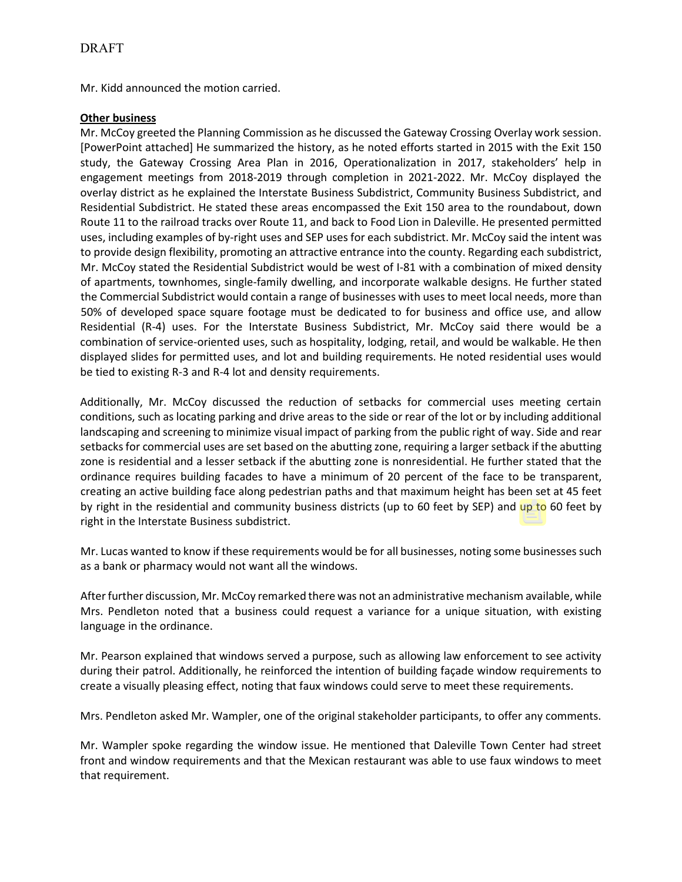DRAFT

Mr. Kidd announced the motion carried.

**Other business**

Mr. McCoy greeted the Planning Commission as he discussed the Gateway Crossing Overlay work session. [PowerPoint attached] He summarized the history, as he noted efforts started in 2015 with the Exit 150 study, the Gateway Crossing Area Plan in 2016, Operationalization in 2017, stakeholders' help in engagement meetings from 2018-2019 through completion in 2021-2022. Mr. McCoy displayed the overlay district as he explained the Interstate Business Subdistrict, Community Business Subdistrict, and Residential Subdistrict. He stated these areas encompassed the Exit 150 area to the roundabout, down Route 11 to the railroad tracks over Route 11, and back to Food Lion in Daleville. He presented permitted uses, including examples of by-right uses and SEP uses for each subdistrict. Mr. McCoy said the intent was to provide design flexibility, promoting an attractive entrance into the county. Regarding each subdistrict, Mr. McCoy stated the Residential Subdistrict would be west of I-81 with a combination of mixed density of apartments, townhomes, single-family dwelling, and incorporate walkable designs. He further stated the Commercial Subdistrict would contain a range of businesses with uses to meet local needs, more than 50% of developed space square footage must be dedicated to for business and office use, and allow Residential (R-4) uses. For the Interstate Business Subdistrict, Mr. McCoy said there would be a combination of service-oriented uses, such as hospitality, lodging, retail, and would be walkable. He then displayed slides for permitted uses, and lot and building requirements. He noted residential uses would be tied to existing R-3 and R-4 lot and density requirements.

Additionally, Mr. McCoy discussed the reduction of setbacks for commercial uses meeting certain conditions, such as locating parking and drive areas to the side or rear of the lot or by including additional landscaping and screening to minimize visual impact of parking from the public right of way. Side and rear setbacks for commercial uses are set based on the abutting zone, requiring a larger setback if the abutting zone is residential and a lesser setback if the abutting zone is nonresidential. He further stated that the ordinance requires building facades to have a minimum of 20 percent of the face to be transparent, creating an active building face along pedestrian paths and that maximum height has been set at 45 feet by right in the residential and community business districts (up to 60 feet by SEP) and up to 60 feet by right in the Interstate Business subdistrict.

Mr. Lucas wanted to know if these requirements would be for all businesses, noting some businesses such as a bank or pharmacy would not want all the windows.

After further discussion, Mr. McCoy remarked there was not an administrative mechanism available, while Mrs. Pendleton noted that a business could request a variance for a unique situation, with existing language in the ordinance.

Mr. Pearson explained that windows served a purpose, such as allowing law enforcement to see activity during their patrol. Additionally, he reinforced the intention of building façade window requirements to create a visually pleasing effect, noting that faux windows could serve to meet these requirements.

Mrs. Pendleton asked Mr. Wampler, one of the original stakeholder participants, to offer any comments.

Mr. Wampler spoke regarding the window issue. He mentioned that Daleville Town Center had street front and window requirements and that the Mexican restaurant was able to use faux windows to meet that requirement.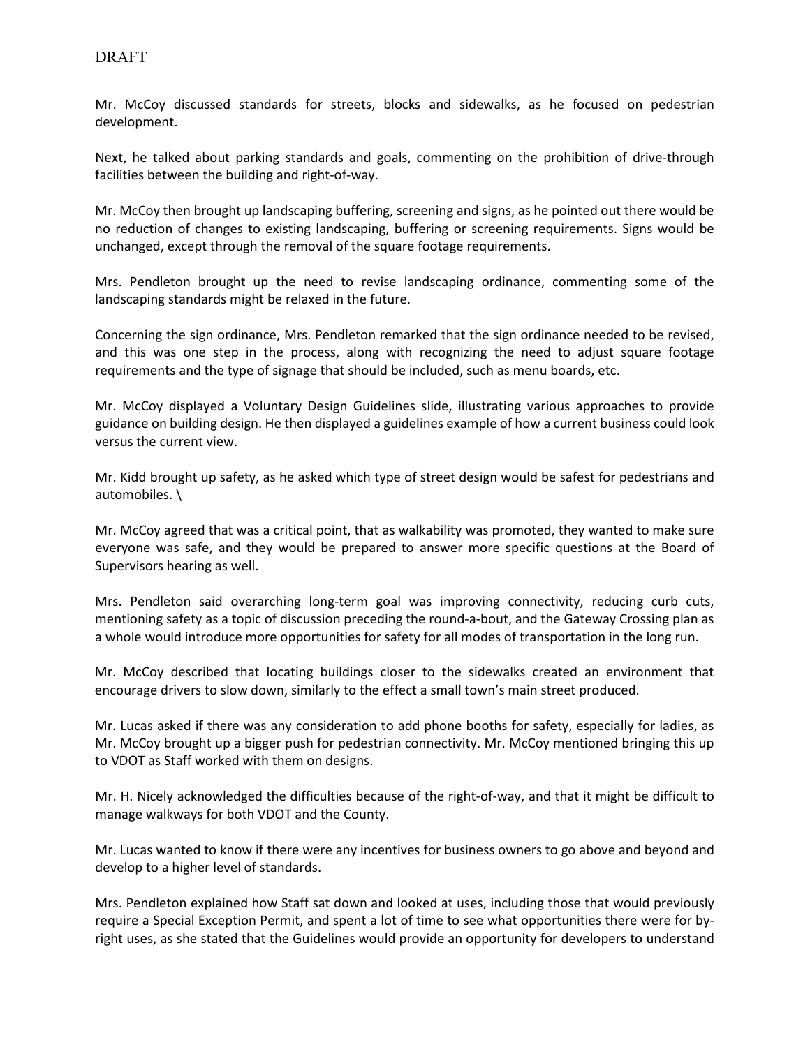DRAFT

Mr. McCoy discussed standards for streets, blocks and sidewalks, as he focused on pedestrian development.

Next, he talked about parking standards and goals, commenting on the prohibition of drive-through facilities between the building and right-of-way.

Mr. McCoy then brought up landscaping buffering, screening and signs, as he pointed out there would be no reduction of changes to existing landscaping, buffering or screening requirements. Signs would be unchanged, except through the removal of the square footage requirements.

Mrs. Pendleton brought up the need to revise landscaping ordinance, commenting some of the landscaping standards might be relaxed in the future.

Concerning the sign ordinance, Mrs. Pendleton remarked that the sign ordinance needed to be revised, and this was one step in the process, along with recognizing the need to adjust square footage requirements and the type of signage that should be included, such as menu boards, etc.

Mr. McCoy displayed a Voluntary Design Guidelines slide, illustrating various approaches to provide guidance on building design. He then displayed a guidelines example of how a current business could look versus the current view.

Mr. Kidd brought up safety, as he asked which type of street design would be safest for pedestrians and automobiles. \

Mr. McCoy agreed that was a critical point, that as walkability was promoted, they wanted to make sure everyone was safe, and they would be prepared to answer more specific questions at the Board of Supervisors hearing as well.

Mrs. Pendleton said overarching long-term goal was improving connectivity, reducing curb cuts, mentioning safety as a topic of discussion preceding the round-a-bout, and the Gateway Crossing plan as a whole would introduce more opportunities for safety for all modes of transportation in the long run.

Mr. McCoy described that locating buildings closer to the sidewalks created an environment that encourage drivers to slow down, similarly to the effect a small town's main street produced.

Mr. Lucas asked if there was any consideration to add phone booths for safety, especially for ladies, as Mr. McCoy brought up a bigger push for pedestrian connectivity. Mr. McCoy mentioned bringing this up to VDOT as Staff worked with them on designs.

Mr. H. Nicely acknowledged the difficulties because of the right-of-way, and that it might be difficult to manage walkways for both VDOT and the County.

Mr. Lucas wanted to know if there were any incentives for business owners to go above and beyond and develop to a higher level of standards.

Mrs. Pendleton explained how Staff sat down and looked at uses, including those that would previously require a Special Exception Permit, and spent a lot of time to see what opportunities there were for by-right uses, as she stated that the Guidelines would provide an opportunity for developers to understand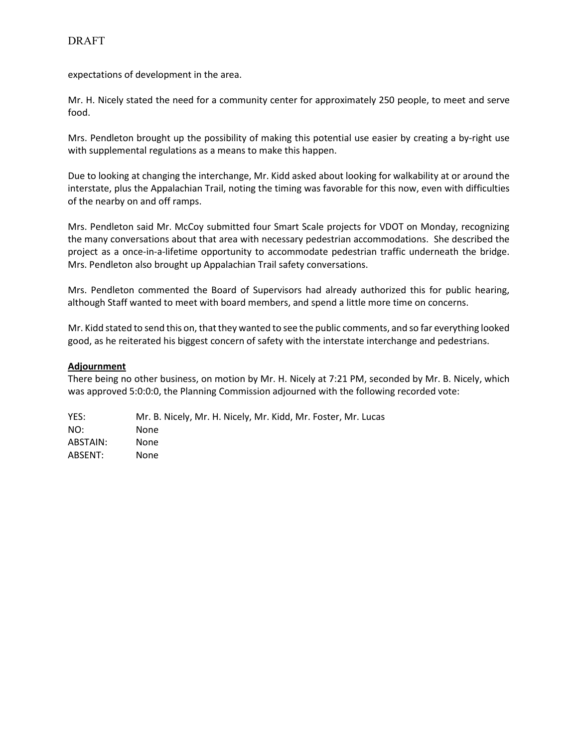expectations of development in the area.

Mr. H. Nicely stated the need for a community center for approximately 250 people, to meet and serve food.

Mrs. Pendleton brought up the possibility of making this potential use easier by creating a by-right use with supplemental regulations as a means to make this happen.

Due to looking at changing the interchange, Mr. Kidd asked about looking for walkability at or around the interstate, plus the Appalachian Trail, noting the timing was favorable for this now, even with difficulties of the nearby on and off ramps.

Mrs. Pendleton said Mr. McCoy submitted four Smart Scale projects for VDOT on Monday, recognizing the many conversations about that area with necessary pedestrian accommodations. She described the project as a once-in-a-lifetime opportunity to accommodate pedestrian traffic underneath the bridge. Mrs. Pendleton also brought up Appalachian Trail safety conversations.

Mrs. Pendleton commented the Board of Supervisors had already authorized this for public hearing, although Staff wanted to meet with board members, and spend a little more time on concerns.

Mr. Kidd stated to send this on, that they wanted to see the public comments, and so far everything looked good, as he reiterated his biggest concern of safety with the interstate interchange and pedestrians.

**Adjournment**

There being no other business, on motion by Mr. H. Nicely at 7:21 PM, seconded by Mr. B. Nicely, which was approved 5:0:0:0, the Planning Commission adjourned with the following recorded vote:

| | |
|---|---|
| YES: | Mr. B. Nicely, Mr. H. Nicely, Mr. Kidd, Mr. Foster, Mr. Lucas |
| NO: | None |
| ABSTAIN: | None |
| ABSENT: | None |